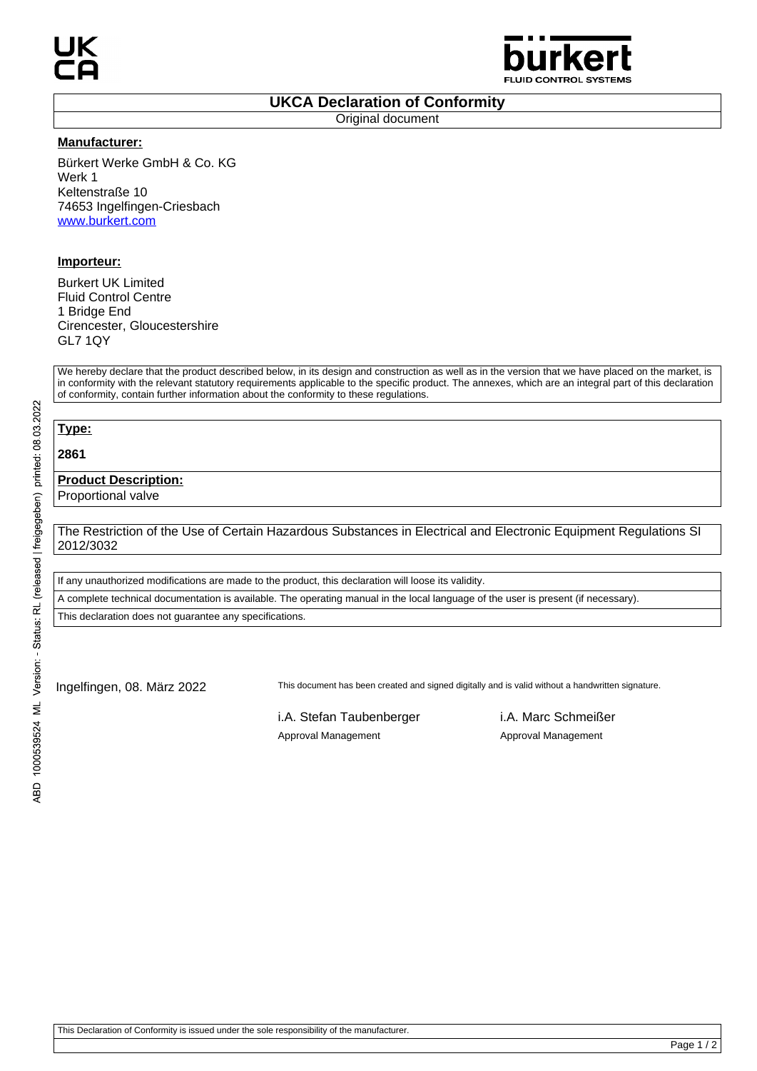# UKCA Declaration of Conformity

Original document

**Manufacturer:**

Bürkert Werke GmbH & Co. KG
Werk 1
Keltenstraße 10
74653 Ingelfingen-Criesbach
www.burkert.com

**Importeur:**

Burkert UK Limited
Fluid Control Centre
1 Bridge End
Cirencester, Gloucestershire
GL7 1QY

We hereby declare that the product described below, in its design and construction as well as in the version that we have placed on the market, is in conformity with the relevant statutory requirements applicable to the specific product. The annexes, which are an integral part of this declaration of conformity, contain further information about the conformity to these regulations.

**Type:**

**2861**

**Product Description:**

Proportional valve

The Restriction of the Use of Certain Hazardous Substances in Electrical and Electronic Equipment Regulations SI 2012/3032

If any unauthorized modifications are made to the product, this declaration will loose its validity.

A complete technical documentation is available. The operating manual in the local language of the user is present (if necessary).

This declaration does not guarantee any specifications.

Ingelfingen, 08. März 2022

This document has been created and signed digitally and is valid without a handwritten signature.

i.A. Stefan Taubenberger
Approval Management

i.A. Marc Schmeißer
Approval Management

ABD 1000539524 ML Version: - Status: RL (released | freigegeben) printed: 08.03.2022

This Declaration of Conformity is issued under the sole responsibility of the manufacturer.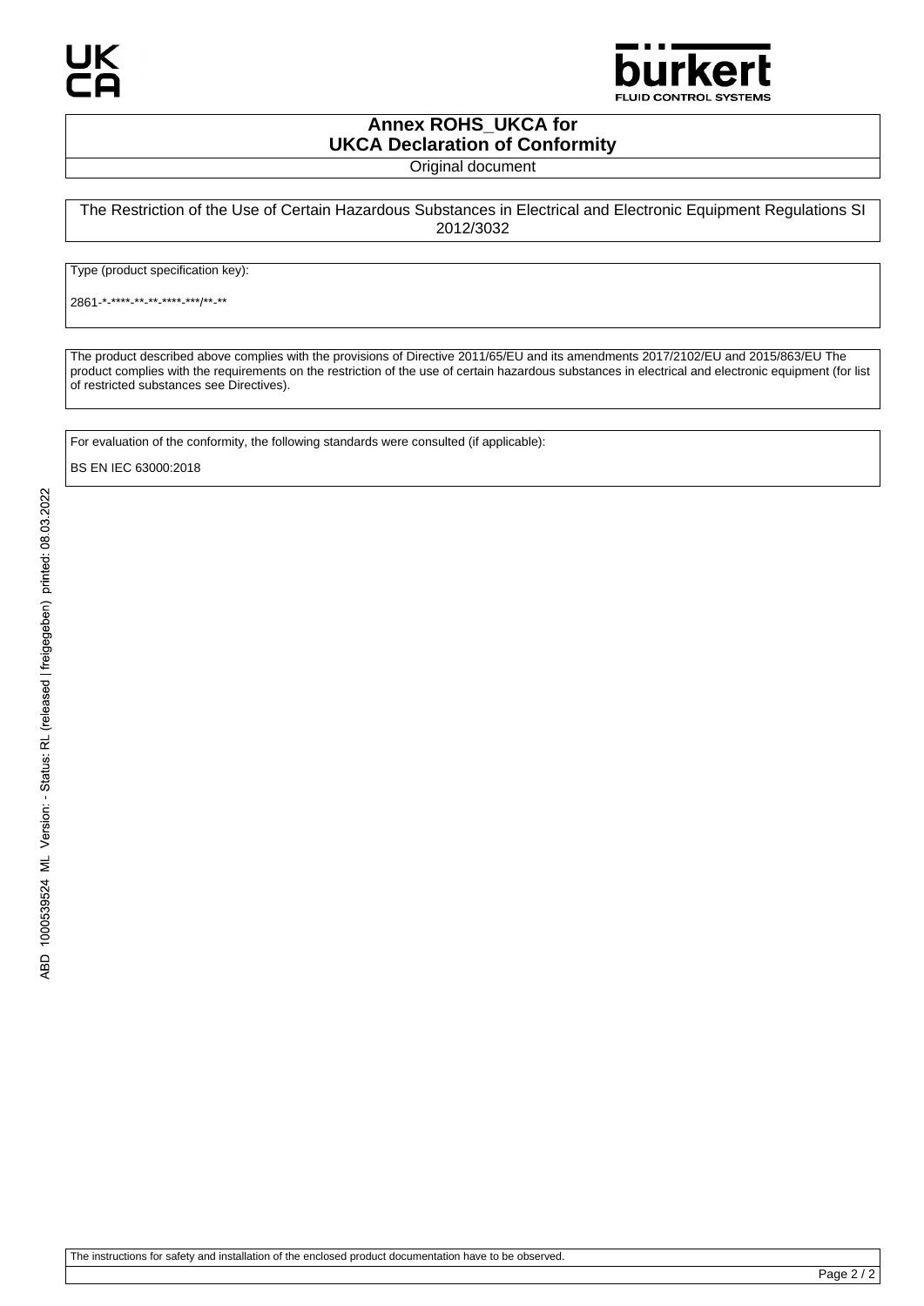# Annex ROHS_UKCA for UKCA Declaration of Conformity

Original document

The Restriction of the Use of Certain Hazardous Substances in Electrical and Electronic Equipment Regulations SI 2012/3032

Type (product specification key):

2861-*-****-**-**-****-***/**-**

The product described above complies with the provisions of Directive 2011/65/EU and its amendments 2017/2102/EU and 2015/863/EU The product complies with the requirements on the restriction of the use of certain hazardous substances in electrical and electronic equipment (for list of restricted substances see Directives).

For evaluation of the conformity, the following standards were consulted (if applicable):

BS EN IEC 63000:2018

ABD 1000539524 ML Version: - Status: RL (released | freigegeben) printed: 08.03.2022

The instructions for safety and installation of the enclosed product documentation have to be observed.